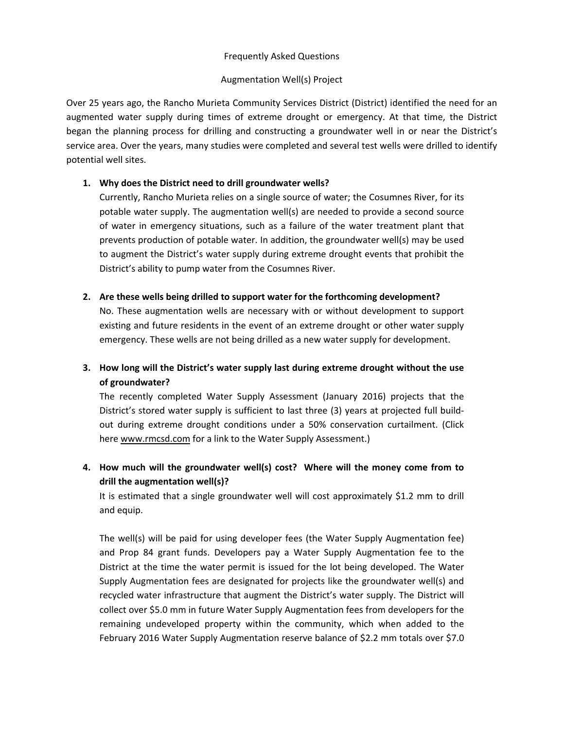# Frequently Asked Questions

## Augmentation Well(s) Project

Over 25 years ago, the Rancho Murieta Community Services District (District) identified the need for an augmented water supply during times of extreme drought or emergency. At that time, the District began the planning process for drilling and constructing a groundwater well in or near the District's service area. Over the years, many studies were completed and several test wells were drilled to identify potential well sites.

1. **Why does the District need to drill groundwater wells?**

   Currently, Rancho Murieta relies on a single source of water; the Cosumnes River, for its potable water supply. The augmentation well(s) are needed to provide a second source of water in emergency situations, such as a failure of the water treatment plant that prevents production of potable water. In addition, the groundwater well(s) may be used to augment the District's water supply during extreme drought events that prohibit the District's ability to pump water from the Cosumnes River.

2. **Are these wells being drilled to support water for the forthcoming development?**

   No. These augmentation wells are necessary with or without development to support existing and future residents in the event of an extreme drought or other water supply emergency. These wells are not being drilled as a new water supply for development.

3. **How long will the District's water supply last during extreme drought without the use of groundwater?**

   The recently completed Water Supply Assessment (January 2016) projects that the District's stored water supply is sufficient to last three (3) years at projected full build-out during extreme drought conditions under a 50% conservation curtailment. (Click here www.rmcsd.com for a link to the Water Supply Assessment.)

4. **How much will the groundwater well(s) cost? Where will the money come from to drill the augmentation well(s)?**

   It is estimated that a single groundwater well will cost approximately $1.2 mm to drill and equip.

   The well(s) will be paid for using developer fees (the Water Supply Augmentation fee) and Prop 84 grant funds. Developers pay a Water Supply Augmentation fee to the District at the time the water permit is issued for the lot being developed. The Water Supply Augmentation fees are designated for projects like the groundwater well(s) and recycled water infrastructure that augment the District's water supply. The District will collect over $5.0 mm in future Water Supply Augmentation fees from developers for the remaining undeveloped property within the community, which when added to the February 2016 Water Supply Augmentation reserve balance of $2.2 mm totals over $7.0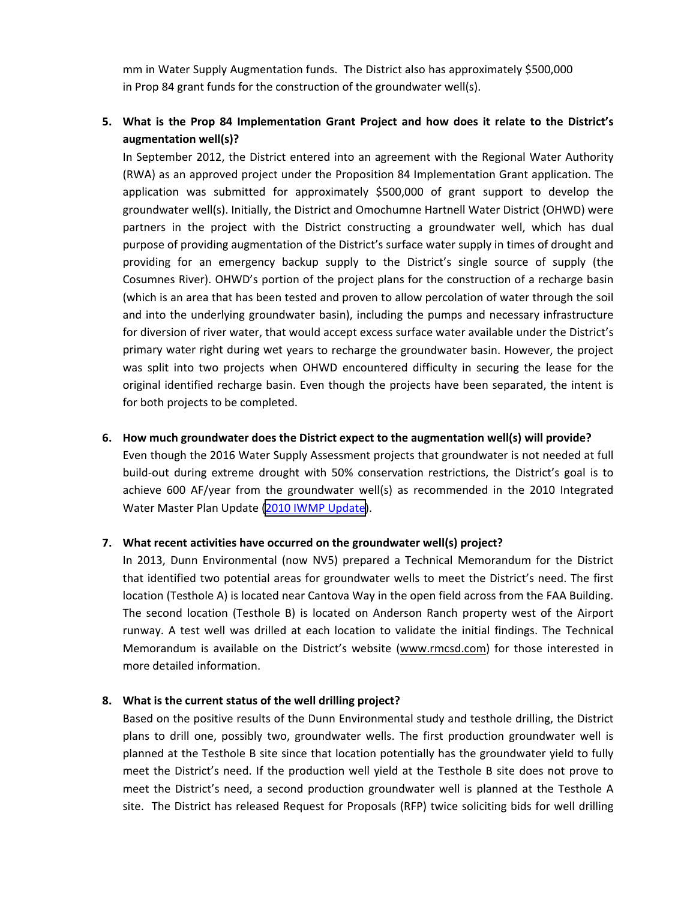mm in Water Supply Augmentation funds. The District also has approximately $500,000 in Prop 84 grant funds for the construction of the groundwater well(s).

5. **What is the Prop 84 Implementation Grant Project and how does it relate to the District's augmentation well(s)?**

   In September 2012, the District entered into an agreement with the Regional Water Authority (RWA) as an approved project under the Proposition 84 Implementation Grant application. The application was submitted for approximately $500,000 of grant support to develop the groundwater well(s). Initially, the District and Omochumne Hartnell Water District (OHWD) were partners in the project with the District constructing a groundwater well, which has dual purpose of providing augmentation of the District's surface water supply in times of drought and providing for an emergency backup supply to the District's single source of supply (the Cosumnes River). OHWD's portion of the project plans for the construction of a recharge basin (which is an area that has been tested and proven to allow percolation of water through the soil and into the underlying groundwater basin), including the pumps and necessary infrastructure for diversion of river water, that would accept excess surface water available under the District's primary water right during wet years to recharge the groundwater basin. However, the project was split into two projects when OHWD encountered difficulty in securing the lease for the original identified recharge basin. Even though the projects have been separated, the intent is for both projects to be completed.

6. **How much groundwater does the District expect to the augmentation well(s) will provide?**

   Even though the 2016 Water Supply Assessment projects that groundwater is not needed at full build-out during extreme drought with 50% conservation restrictions, the District's goal is to achieve 600 AF/year from the groundwater well(s) as recommended in the 2010 Integrated Water Master Plan Update (2010 IWMP Update).

7. **What recent activities have occurred on the groundwater well(s) project?**

   In 2013, Dunn Environmental (now NV5) prepared a Technical Memorandum for the District that identified two potential areas for groundwater wells to meet the District's need. The first location (Testhole A) is located near Cantova Way in the open field across from the FAA Building. The second location (Testhole B) is located on Anderson Ranch property west of the Airport runway. A test well was drilled at each location to validate the initial findings. The Technical Memorandum is available on the District's website (www.rmcsd.com) for those interested in more detailed information.

8. **What is the current status of the well drilling project?**

   Based on the positive results of the Dunn Environmental study and testhole drilling, the District plans to drill one, possibly two, groundwater wells. The first production groundwater well is planned at the Testhole B site since that location potentially has the groundwater yield to fully meet the District's need. If the production well yield at the Testhole B site does not prove to meet the District's need, a second production groundwater well is planned at the Testhole A site. The District has released Request for Proposals (RFP) twice soliciting bids for well drilling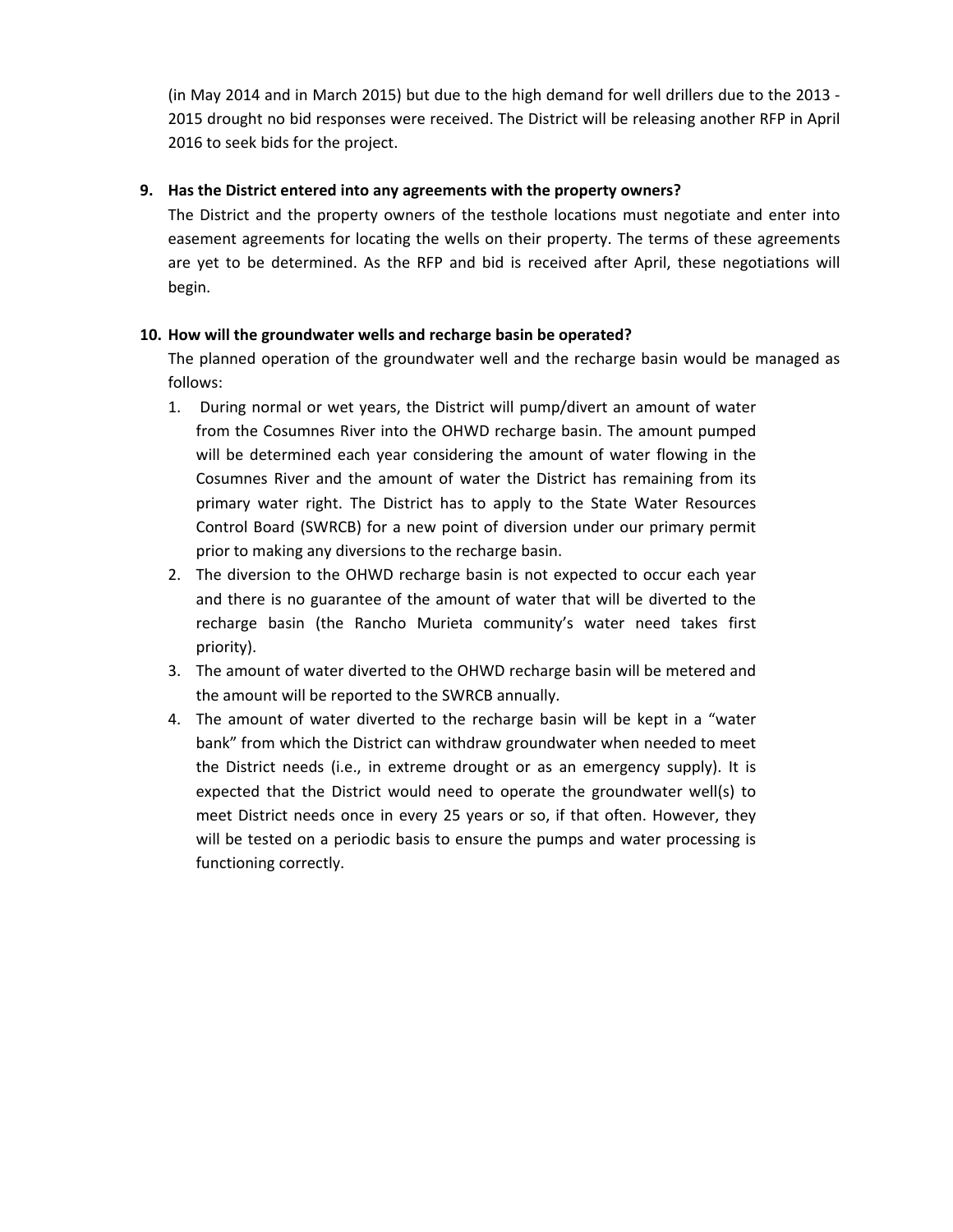(in May 2014 and in March 2015) but due to the high demand for well drillers due to the 2013 - 2015 drought no bid responses were received. The District will be releasing another RFP in April 2016 to seek bids for the project.

**9. Has the District entered into any agreements with the property owners?**

The District and the property owners of the testhole locations must negotiate and enter into easement agreements for locating the wells on their property. The terms of these agreements are yet to be determined. As the RFP and bid is received after April, these negotiations will begin.

**10. How will the groundwater wells and recharge basin be operated?**

The planned operation of the groundwater well and the recharge basin would be managed as follows:

1. During normal or wet years, the District will pump/divert an amount of water from the Cosumnes River into the OHWD recharge basin. The amount pumped will be determined each year considering the amount of water flowing in the Cosumnes River and the amount of water the District has remaining from its primary water right. The District has to apply to the State Water Resources Control Board (SWRCB) for a new point of diversion under our primary permit prior to making any diversions to the recharge basin.
2. The diversion to the OHWD recharge basin is not expected to occur each year and there is no guarantee of the amount of water that will be diverted to the recharge basin (the Rancho Murieta community's water need takes first priority).
3. The amount of water diverted to the OHWD recharge basin will be metered and the amount will be reported to the SWRCB annually.
4. The amount of water diverted to the recharge basin will be kept in a "water bank" from which the District can withdraw groundwater when needed to meet the District needs (i.e., in extreme drought or as an emergency supply). It is expected that the District would need to operate the groundwater well(s) to meet District needs once in every 25 years or so, if that often. However, they will be tested on a periodic basis to ensure the pumps and water processing is functioning correctly.